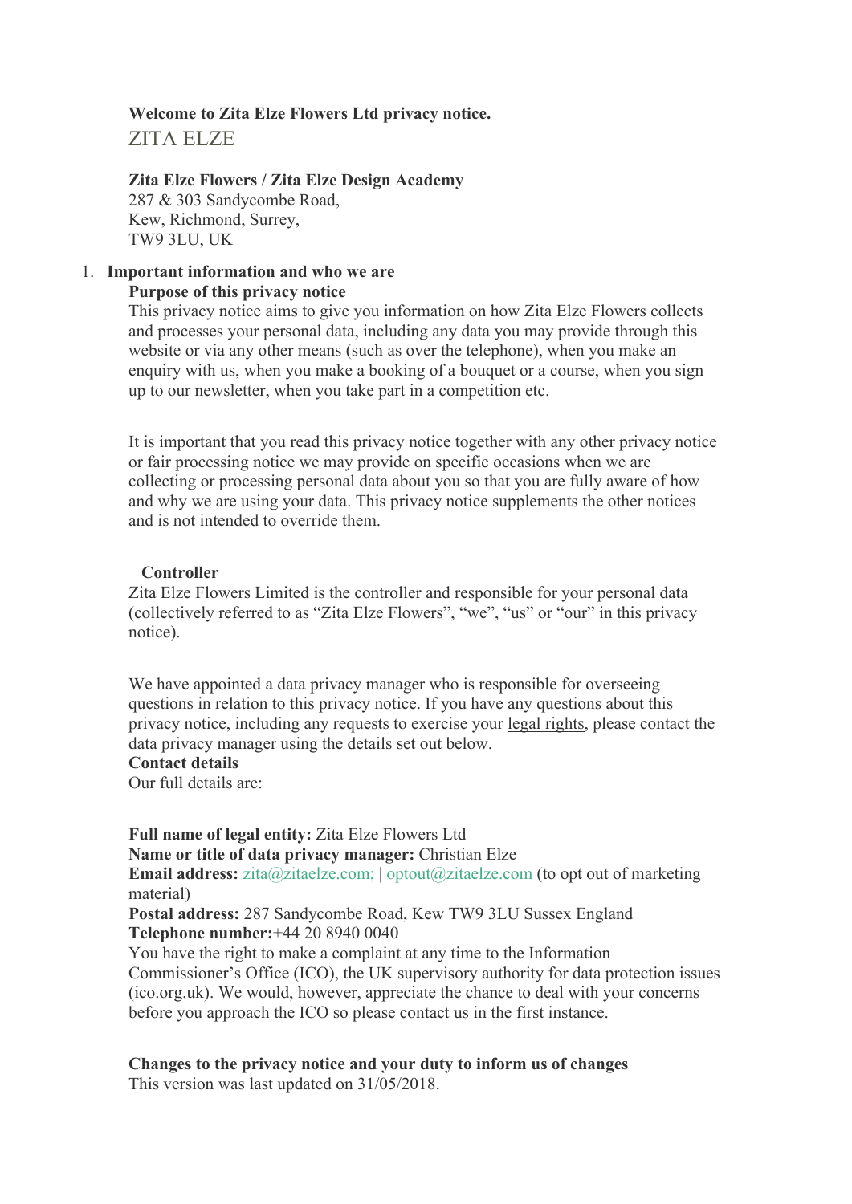**Welcome to Zita Elze Flowers Ltd privacy notice.**

ZITA ELZE

**Zita Elze Flowers / Zita Elze Design Academy**
287 & 303 Sandycombe Road,
Kew, Richmond, Surrey,
TW9 3LU, UK

1. **Important information and who we are**

**Purpose of this privacy notice**

This privacy notice aims to give you information on how Zita Elze Flowers collects and processes your personal data, including any data you may provide through this website or via any other means (such as over the telephone), when you make an enquiry with us, when you make a booking of a bouquet or a course, when you sign up to our newsletter, when you take part in a competition etc.

It is important that you read this privacy notice together with any other privacy notice or fair processing notice we may provide on specific occasions when we are collecting or processing personal data about you so that you are fully aware of how and why we are using your data. This privacy notice supplements the other notices and is not intended to override them.

**Controller**

Zita Elze Flowers Limited is the controller and responsible for your personal data (collectively referred to as "Zita Elze Flowers", "we", "us" or "our" in this privacy notice).

We have appointed a data privacy manager who is responsible for overseeing questions in relation to this privacy notice. If you have any questions about this privacy notice, including any requests to exercise your legal rights, please contact the data privacy manager using the details set out below.

**Contact details**

Our full details are:

**Full name of legal entity:** Zita Elze Flowers Ltd
**Name or title of data privacy manager:** Christian Elze
**Email address:** zita@zitaelze.com; | optout@zitaelze.com (to opt out of marketing material)
**Postal address:** 287 Sandycombe Road, Kew TW9 3LU Sussex England
**Telephone number:**+44 20 8940 0040
You have the right to make a complaint at any time to the Information Commissioner's Office (ICO), the UK supervisory authority for data protection issues (ico.org.uk). We would, however, appreciate the chance to deal with your concerns before you approach the ICO so please contact us in the first instance.

**Changes to the privacy notice and your duty to inform us of changes**

This version was last updated on 31/05/2018.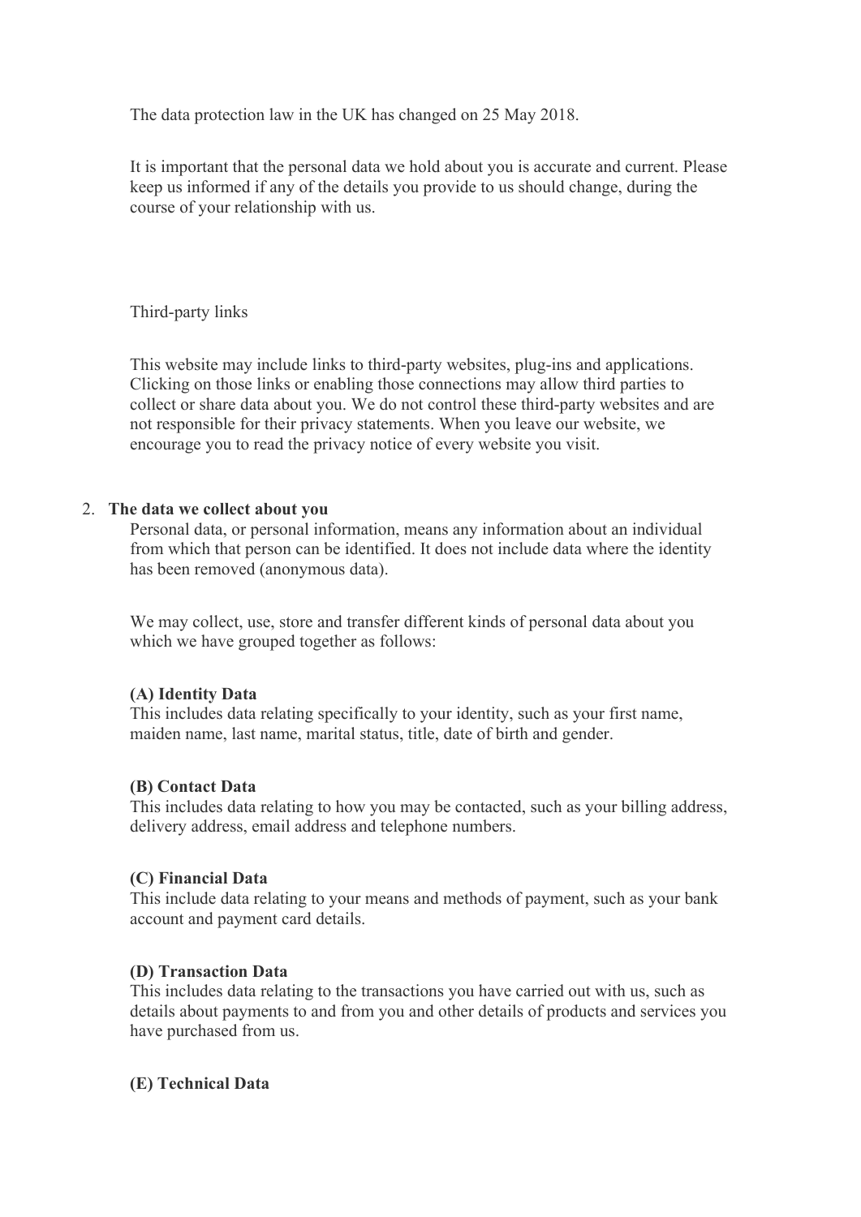The data protection law in the UK has changed on 25 May 2018.

It is important that the personal data we hold about you is accurate and current. Please keep us informed if any of the details you provide to us should change, during the course of your relationship with us.

Third-party links

This website may include links to third-party websites, plug-ins and applications. Clicking on those links or enabling those connections may allow third parties to collect or share data about you. We do not control these third-party websites and are not responsible for their privacy statements. When you leave our website, we encourage you to read the privacy notice of every website you visit.

2. **The data we collect about you**

Personal data, or personal information, means any information about an individual from which that person can be identified. It does not include data where the identity has been removed (anonymous data).

We may collect, use, store and transfer different kinds of personal data about you which we have grouped together as follows:

**(A) Identity Data**
This includes data relating specifically to your identity, such as your first name, maiden name, last name, marital status, title, date of birth and gender.

**(B) Contact Data**
This includes data relating to how you may be contacted, such as your billing address, delivery address, email address and telephone numbers.

**(C) Financial Data**
This include data relating to your means and methods of payment, such as your bank account and payment card details.

**(D) Transaction Data**
This includes data relating to the transactions you have carried out with us, such as details about payments to and from you and other details of products and services you have purchased from us.

**(E) Technical Data**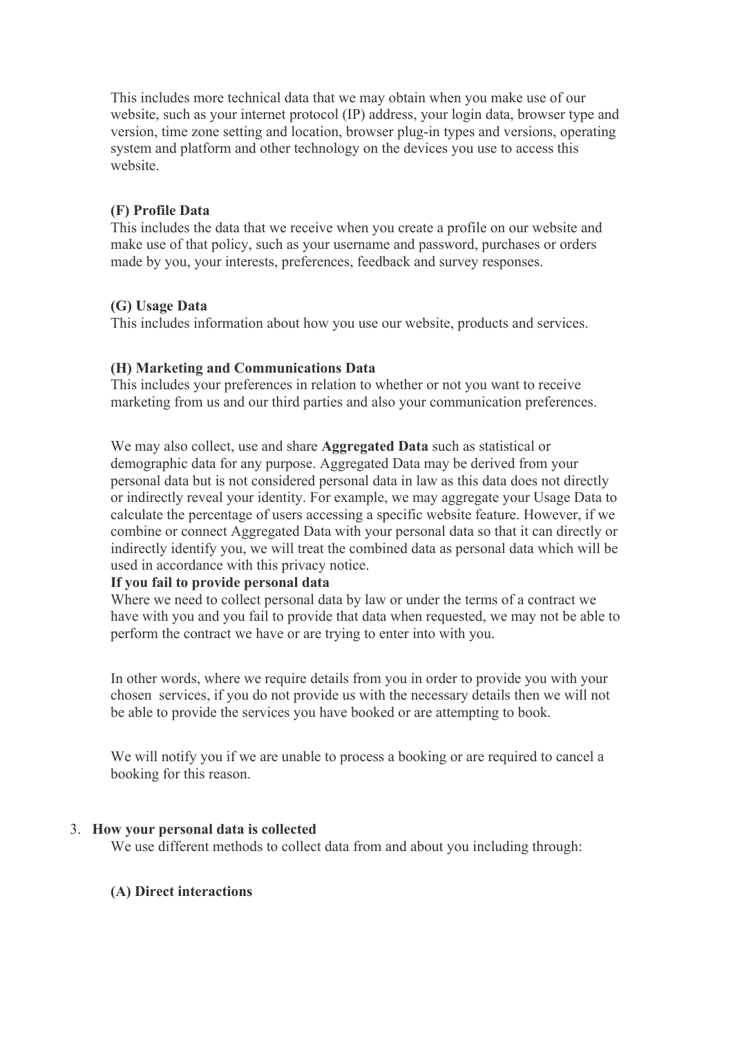This includes more technical data that we may obtain when you make use of our website, such as your internet protocol (IP) address, your login data, browser type and version, time zone setting and location, browser plug-in types and versions, operating system and platform and other technology on the devices you use to access this website.

**(F) Profile Data**
This includes the data that we receive when you create a profile on our website and make use of that policy, such as your username and password, purchases or orders made by you, your interests, preferences, feedback and survey responses.

**(G) Usage Data**
This includes information about how you use our website, products and services.

**(H) Marketing and Communications Data**
This includes your preferences in relation to whether or not you want to receive marketing from us and our third parties and also your communication preferences.

We may also collect, use and share **Aggregated Data** such as statistical or demographic data for any purpose. Aggregated Data may be derived from your personal data but is not considered personal data in law as this data does not directly or indirectly reveal your identity. For example, we may aggregate your Usage Data to calculate the percentage of users accessing a specific website feature. However, if we combine or connect Aggregated Data with your personal data so that it can directly or indirectly identify you, we will treat the combined data as personal data which will be used in accordance with this privacy notice.

**If you fail to provide personal data**
Where we need to collect personal data by law or under the terms of a contract we have with you and you fail to provide that data when requested, we may not be able to perform the contract we have or are trying to enter into with you.

In other words, where we require details from you in order to provide you with your chosen services, if you do not provide us with the necessary details then we will not be able to provide the services you have booked or are attempting to book.

We will notify you if we are unable to process a booking or are required to cancel a booking for this reason.

3. **How your personal data is collected**
   We use different methods to collect data from and about you including through:

   **(A) Direct interactions**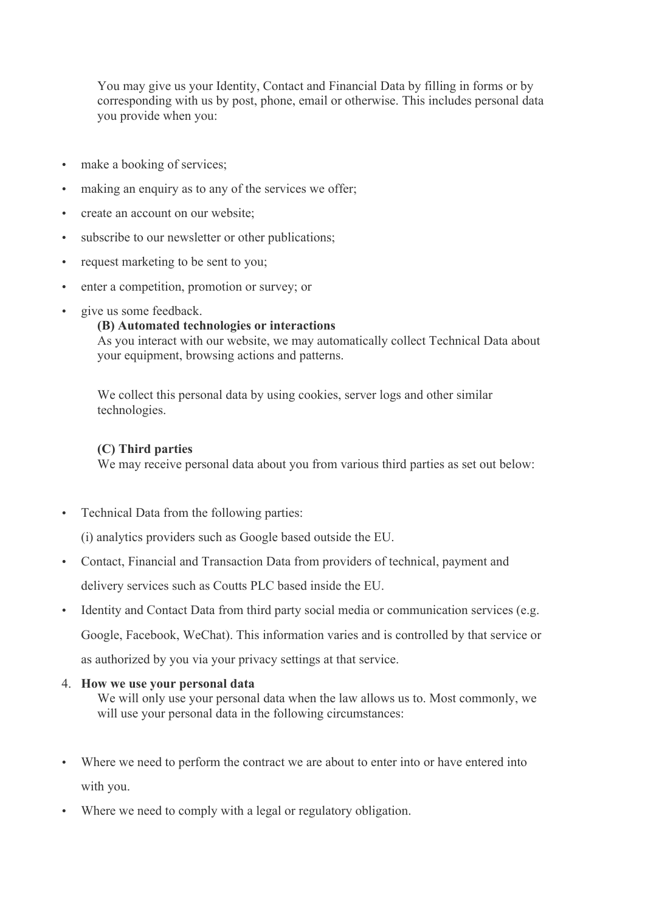You may give us your Identity, Contact and Financial Data by filling in forms or by corresponding with us by post, phone, email or otherwise. This includes personal data you provide when you:

- make a booking of services;
- making an enquiry as to any of the services we offer;
- create an account on our website;
- subscribe to our newsletter or other publications;
- request marketing to be sent to you;
- enter a competition, promotion or survey; or
- give us some feedback.

**(B) Automated technologies or interactions**

As you interact with our website, we may automatically collect Technical Data about your equipment, browsing actions and patterns.

We collect this personal data by using cookies, server logs and other similar technologies.

**(C) Third parties**

We may receive personal data about you from various third parties as set out below:

- Technical Data from the following parties:

  (i) analytics providers such as Google based outside the EU.
- Contact, Financial and Transaction Data from providers of technical, payment and delivery services such as Coutts PLC based inside the EU.
- Identity and Contact Data from third party social media or communication services (e.g. Google, Facebook, WeChat). This information varies and is controlled by that service or as authorized by you via your privacy settings at that service.

4. **How we use your personal data**

   We will only use your personal data when the law allows us to. Most commonly, we will use your personal data in the following circumstances:

- Where we need to perform the contract we are about to enter into or have entered into with you.
- Where we need to comply with a legal or regulatory obligation.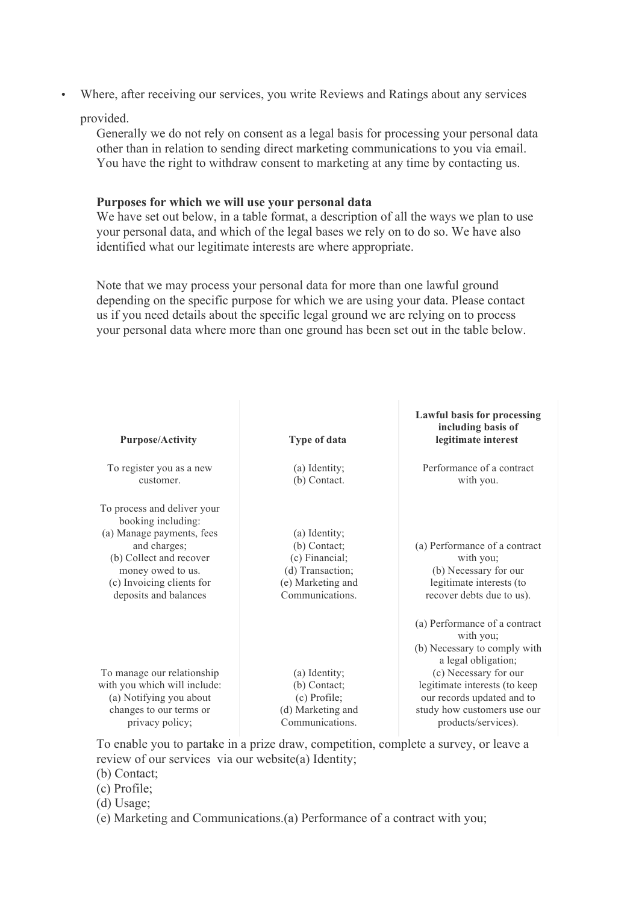- Where, after receiving our services, you write Reviews and Ratings about any services provided.

Generally we do not rely on consent as a legal basis for processing your personal data other than in relation to sending direct marketing communications to you via email. You have the right to withdraw consent to marketing at any time by contacting us.

**Purposes for which we will use your personal data**

We have set out below, in a table format, a description of all the ways we plan to use your personal data, and which of the legal bases we rely on to do so. We have also identified what our legitimate interests are where appropriate.

Note that we may process your personal data for more than one lawful ground depending on the specific purpose for which we are using your data. Please contact us if you need details about the specific legal ground we are relying on to process your personal data where more than one ground has been set out in the table below.

| Purpose/Activity | Type of data | Lawful basis for processing including basis of legitimate interest |
|---|---|---|
| To register you as a new customer. | (a) Identity;<br>(b) Contact. | Performance of a contract with you. |
| To process and deliver your booking including:<br>(a) Manage payments, fees and charges;<br>(b) Collect and recover money owed to us.<br>(c) Invoicing clients for deposits and balances | (a) Identity;<br>(b) Contact;<br>(c) Financial;<br>(d) Transaction;<br>(e) Marketing and Communications. | (a) Performance of a contract with you;<br>(b) Necessary for our legitimate interests (to recover debts due to us). |
| To manage our relationship with you which will include:<br>(a) Notifying you about changes to our terms or privacy policy; | (a) Identity;<br>(b) Contact;<br>(c) Profile;<br>(d) Marketing and Communications. | (a) Performance of a contract with you;<br>(b) Necessary to comply with a legal obligation;<br>(c) Necessary for our legitimate interests (to keep our records updated and to study how customers use our products/services). |

To enable you to partake in a prize draw, competition, complete a survey, or leave a review of our services via our website(a) Identity;
(b) Contact;
(c) Profile;
(d) Usage;
(e) Marketing and Communications.(a) Performance of a contract with you;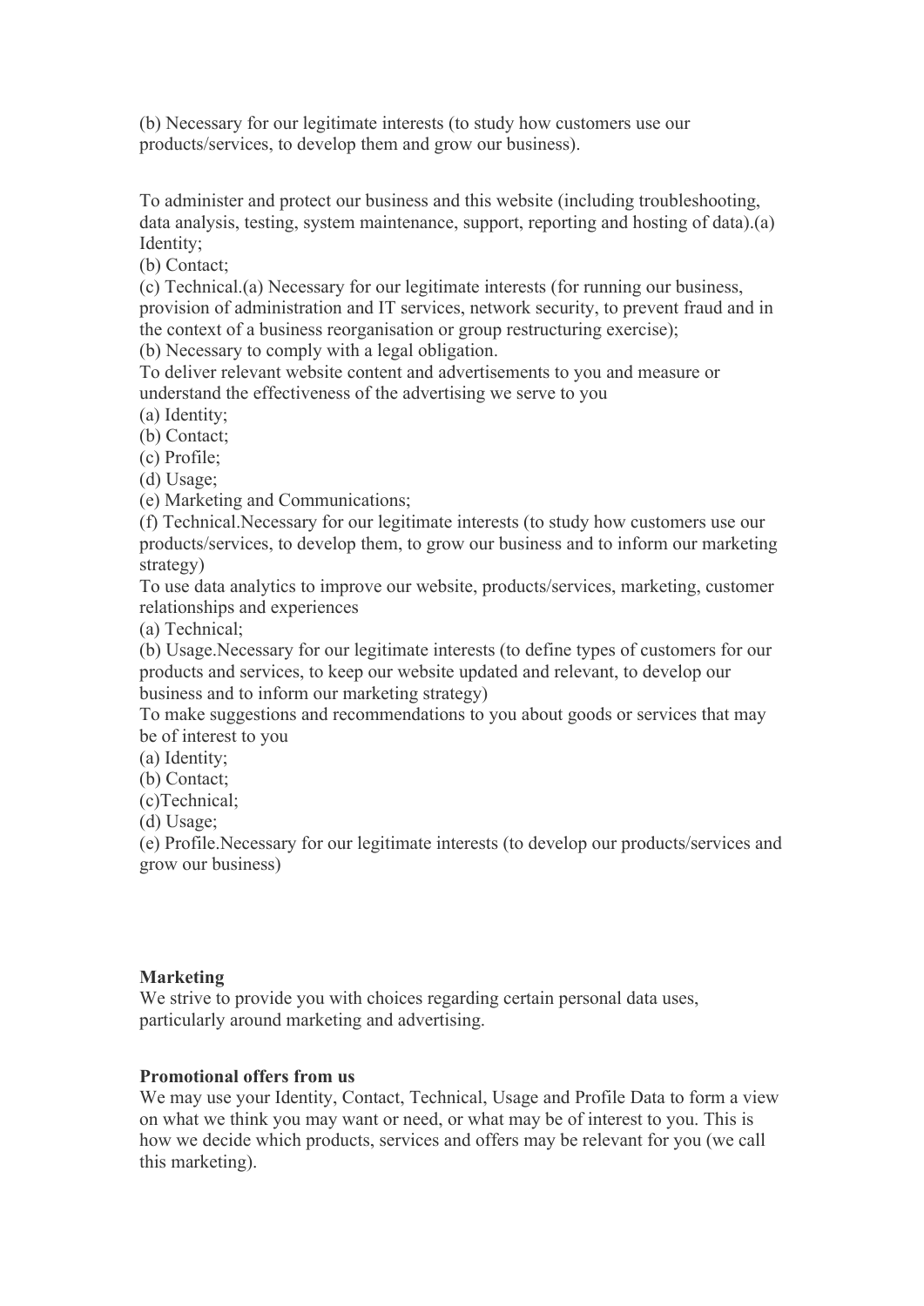(b) Necessary for our legitimate interests (to study how customers use our products/services, to develop them and grow our business).

To administer and protect our business and this website (including troubleshooting, data analysis, testing, system maintenance, support, reporting and hosting of data).(a) Identity;
(b) Contact;
(c) Technical.(a) Necessary for our legitimate interests (for running our business, provision of administration and IT services, network security, to prevent fraud and in the context of a business reorganisation or group restructuring exercise);
(b) Necessary to comply with a legal obligation.
To deliver relevant website content and advertisements to you and measure or understand the effectiveness of the advertising we serve to you
(a) Identity;
(b) Contact;
(c) Profile;
(d) Usage;
(e) Marketing and Communications;
(f) Technical.Necessary for our legitimate interests (to study how customers use our products/services, to develop them, to grow our business and to inform our marketing strategy)
To use data analytics to improve our website, products/services, marketing, customer relationships and experiences
(a) Technical;
(b) Usage.Necessary for our legitimate interests (to define types of customers for our products and services, to keep our website updated and relevant, to develop our business and to inform our marketing strategy)
To make suggestions and recommendations to you about goods or services that may be of interest to you
(a) Identity;
(b) Contact;
(c)Technical;
(d) Usage;
(e) Profile.Necessary for our legitimate interests (to develop our products/services and grow our business)

**Marketing**
We strive to provide you with choices regarding certain personal data uses, particularly around marketing and advertising.

**Promotional offers from us**
We may use your Identity, Contact, Technical, Usage and Profile Data to form a view on what we think you may want or need, or what may be of interest to you. This is how we decide which products, services and offers may be relevant for you (we call this marketing).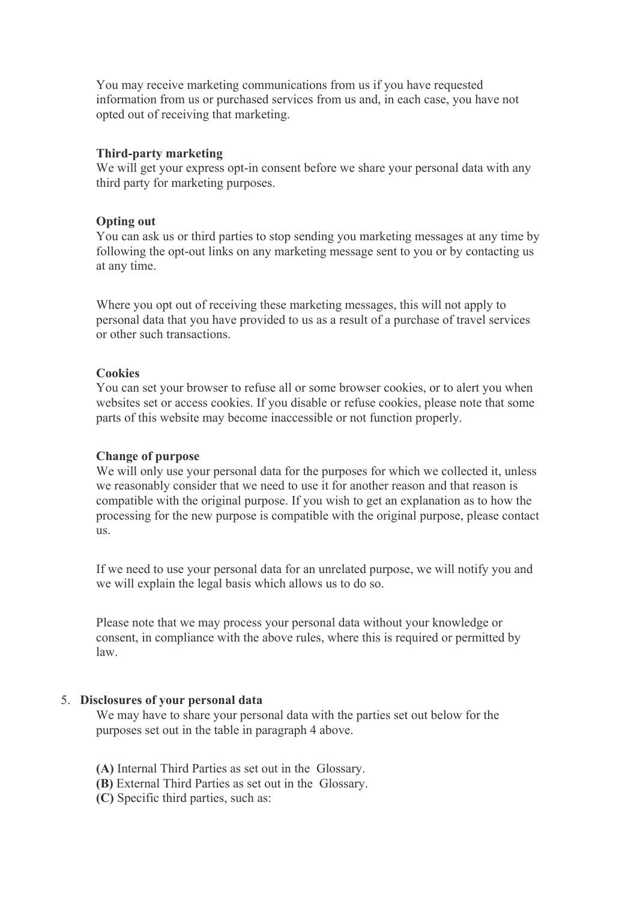You may receive marketing communications from us if you have requested information from us or purchased services from us and, in each case, you have not opted out of receiving that marketing.

**Third-party marketing**
We will get your express opt-in consent before we share your personal data with any third party for marketing purposes.

**Opting out**
You can ask us or third parties to stop sending you marketing messages at any time by following the opt-out links on any marketing message sent to you or by contacting us at any time.

Where you opt out of receiving these marketing messages, this will not apply to personal data that you have provided to us as a result of a purchase of travel services or other such transactions.

**Cookies**
You can set your browser to refuse all or some browser cookies, or to alert you when websites set or access cookies. If you disable or refuse cookies, please note that some parts of this website may become inaccessible or not function properly.

**Change of purpose**
We will only use your personal data for the purposes for which we collected it, unless we reasonably consider that we need to use it for another reason and that reason is compatible with the original purpose. If you wish to get an explanation as to how the processing for the new purpose is compatible with the original purpose, please contact us.

If we need to use your personal data for an unrelated purpose, we will notify you and we will explain the legal basis which allows us to do so.

Please note that we may process your personal data without your knowledge or consent, in compliance with the above rules, where this is required or permitted by law.

5. **Disclosures of your personal data**

We may have to share your personal data with the parties set out below for the purposes set out in the table in paragraph 4 above.

**(A)** Internal Third Parties as set out in the Glossary.
**(B)** External Third Parties as set out in the Glossary.
**(C)** Specific third parties, such as: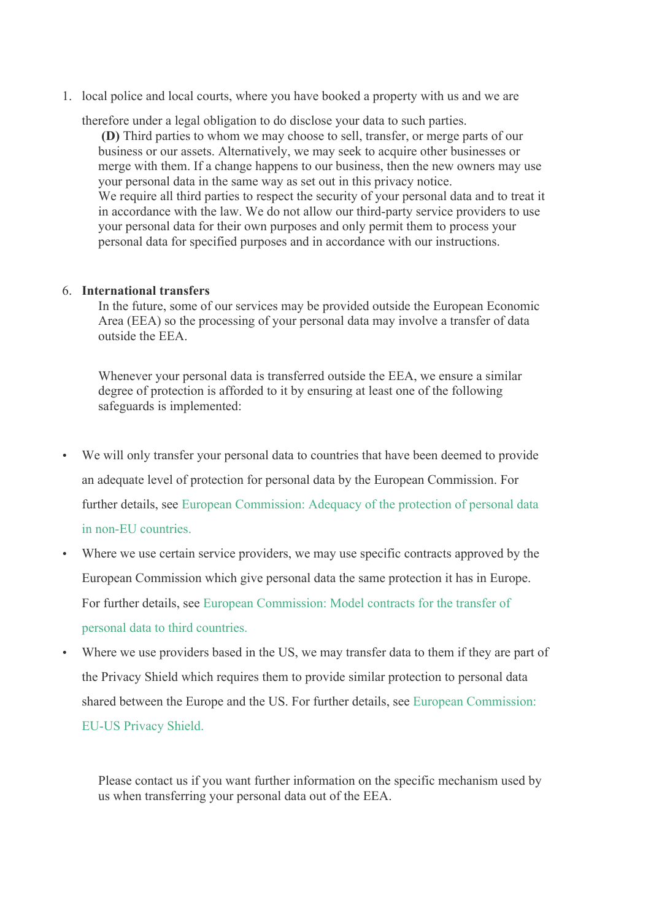1. local police and local courts, where you have booked a property with us and we are therefore under a legal obligation to do disclose your data to such parties.

   **(D)** Third parties to whom we may choose to sell, transfer, or merge parts of our business or our assets. Alternatively, we may seek to acquire other businesses or merge with them. If a change happens to our business, then the new owners may use your personal data in the same way as set out in this privacy notice.

   We require all third parties to respect the security of your personal data and to treat it in accordance with the law. We do not allow our third-party service providers to use your personal data for their own purposes and only permit them to process your personal data for specified purposes and in accordance with our instructions.

6. **International transfers**

   In the future, some of our services may be provided outside the European Economic Area (EEA) so the processing of your personal data may involve a transfer of data outside the EEA.

   Whenever your personal data is transferred outside the EEA, we ensure a similar degree of protection is afforded to it by ensuring at least one of the following safeguards is implemented:

- We will only transfer your personal data to countries that have been deemed to provide an adequate level of protection for personal data by the European Commission. For further details, see European Commission: Adequacy of the protection of personal data in non-EU countries.
- Where we use certain service providers, we may use specific contracts approved by the European Commission which give personal data the same protection it has in Europe. For further details, see European Commission: Model contracts for the transfer of personal data to third countries.
- Where we use providers based in the US, we may transfer data to them if they are part of the Privacy Shield which requires them to provide similar protection to personal data shared between the Europe and the US. For further details, see European Commission: EU-US Privacy Shield.

Please contact us if you want further information on the specific mechanism used by us when transferring your personal data out of the EEA.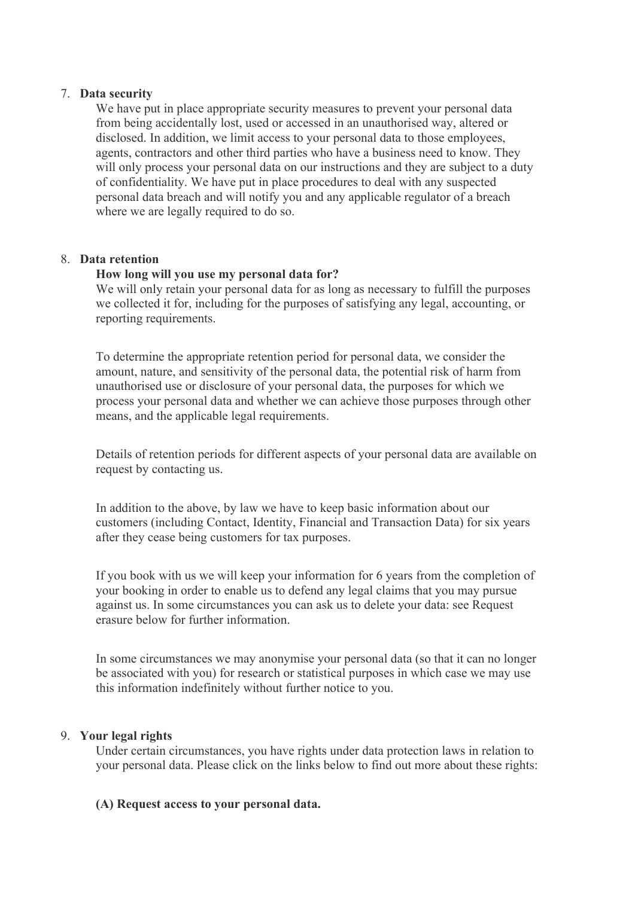7. **Data security**

   We have put in place appropriate security measures to prevent your personal data from being accidentally lost, used or accessed in an unauthorised way, altered or disclosed. In addition, we limit access to your personal data to those employees, agents, contractors and other third parties who have a business need to know. They will only process your personal data on our instructions and they are subject to a duty of confidentiality. We have put in place procedures to deal with any suspected personal data breach and will notify you and any applicable regulator of a breach where we are legally required to do so.

8. **Data retention**

   **How long will you use my personal data for?**

   We will only retain your personal data for as long as necessary to fulfill the purposes we collected it for, including for the purposes of satisfying any legal, accounting, or reporting requirements.

   To determine the appropriate retention period for personal data, we consider the amount, nature, and sensitivity of the personal data, the potential risk of harm from unauthorised use or disclosure of your personal data, the purposes for which we process your personal data and whether we can achieve those purposes through other means, and the applicable legal requirements.

   Details of retention periods for different aspects of your personal data are available on request by contacting us.

   In addition to the above, by law we have to keep basic information about our customers (including Contact, Identity, Financial and Transaction Data) for six years after they cease being customers for tax purposes.

   If you book with us we will keep your information for 6 years from the completion of your booking in order to enable us to defend any legal claims that you may pursue against us. In some circumstances you can ask us to delete your data: see Request erasure below for further information.

   In some circumstances we may anonymise your personal data (so that it can no longer be associated with you) for research or statistical purposes in which case we may use this information indefinitely without further notice to you.

9. **Your legal rights**

   Under certain circumstances, you have rights under data protection laws in relation to your personal data. Please click on the links below to find out more about these rights:

   **(A) Request access to your personal data.**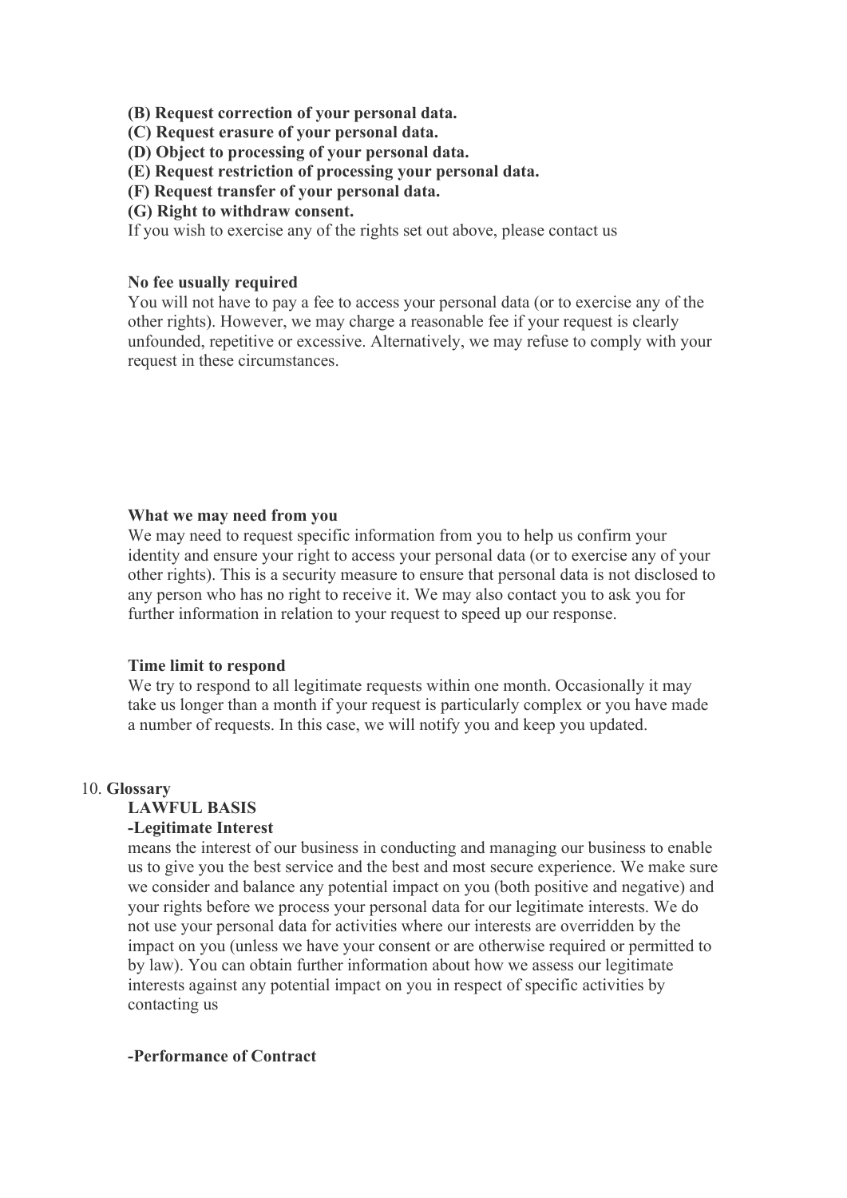**(B) Request correction of your personal data.**
**(C) Request erasure of your personal data.**
**(D) Object to processing of your personal data.**
**(E) Request restriction of processing your personal data.**
**(F) Request transfer of your personal data.**
**(G) Right to withdraw consent.**
If you wish to exercise any of the rights set out above, please contact us

**No fee usually required**
You will not have to pay a fee to access your personal data (or to exercise any of the other rights). However, we may charge a reasonable fee if your request is clearly unfounded, repetitive or excessive. Alternatively, we may refuse to comply with your request in these circumstances.

**What we may need from you**
We may need to request specific information from you to help us confirm your identity and ensure your right to access your personal data (or to exercise any of your other rights). This is a security measure to ensure that personal data is not disclosed to any person who has no right to receive it. We may also contact you to ask you for further information in relation to your request to speed up our response.

**Time limit to respond**
We try to respond to all legitimate requests within one month. Occasionally it may take us longer than a month if your request is particularly complex or you have made a number of requests. In this case, we will notify you and keep you updated.

10. **Glossary**

**LAWFUL BASIS**

**-Legitimate Interest**
means the interest of our business in conducting and managing our business to enable us to give you the best service and the best and most secure experience. We make sure we consider and balance any potential impact on you (both positive and negative) and your rights before we process your personal data for our legitimate interests. We do not use your personal data for activities where our interests are overridden by the impact on you (unless we have your consent or are otherwise required or permitted to by law). You can obtain further information about how we assess our legitimate interests against any potential impact on you in respect of specific activities by contacting us

**-Performance of Contract**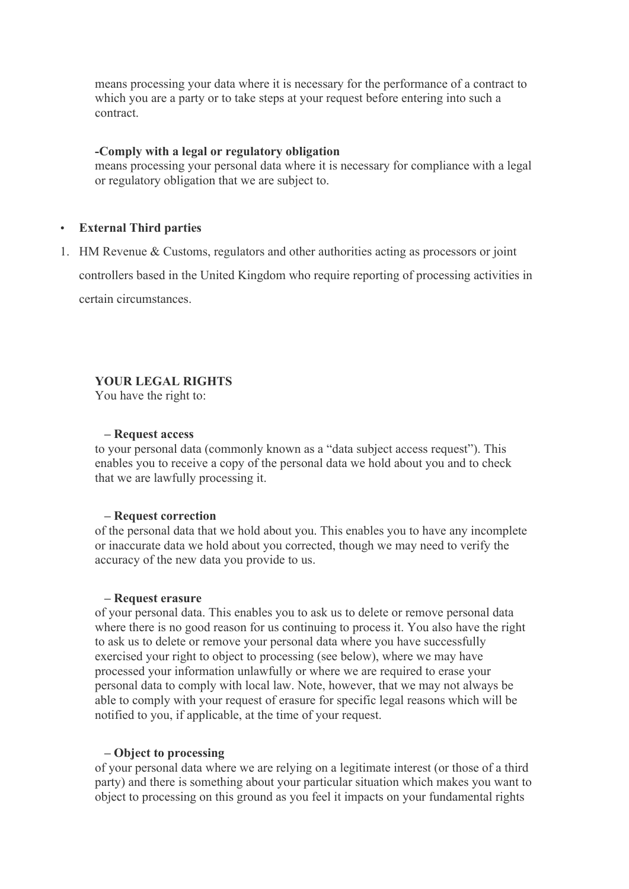means processing your data where it is necessary for the performance of a contract to which you are a party or to take steps at your request before entering into such a contract.

**-Comply with a legal or regulatory obligation**
means processing your personal data where it is necessary for compliance with a legal or regulatory obligation that we are subject to.

- **External Third parties**

1. HM Revenue & Customs, regulators and other authorities acting as processors or joint controllers based in the United Kingdom who require reporting of processing activities in certain circumstances.

**YOUR LEGAL RIGHTS**
You have the right to:

**– Request access**
to your personal data (commonly known as a "data subject access request"). This enables you to receive a copy of the personal data we hold about you and to check that we are lawfully processing it.

**– Request correction**
of the personal data that we hold about you. This enables you to have any incomplete or inaccurate data we hold about you corrected, though we may need to verify the accuracy of the new data you provide to us.

**– Request erasure**
of your personal data. This enables you to ask us to delete or remove personal data where there is no good reason for us continuing to process it. You also have the right to ask us to delete or remove your personal data where you have successfully exercised your right to object to processing (see below), where we may have processed your information unlawfully or where we are required to erase your personal data to comply with local law. Note, however, that we may not always be able to comply with your request of erasure for specific legal reasons which will be notified to you, if applicable, at the time of your request.

**– Object to processing**
of your personal data where we are relying on a legitimate interest (or those of a third party) and there is something about your particular situation which makes you want to object to processing on this ground as you feel it impacts on your fundamental rights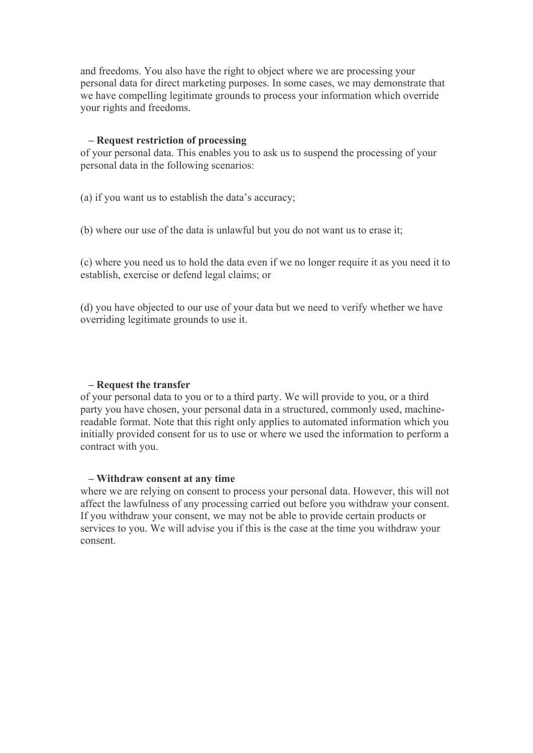and freedoms. You also have the right to object where we are processing your personal data for direct marketing purposes. In some cases, we may demonstrate that we have compelling legitimate grounds to process your information which override your rights and freedoms.

**– Request restriction of processing**
of your personal data. This enables you to ask us to suspend the processing of your personal data in the following scenarios:

(a) if you want us to establish the data's accuracy;

(b) where our use of the data is unlawful but you do not want us to erase it;

(c) where you need us to hold the data even if we no longer require it as you need it to establish, exercise or defend legal claims; or

(d) you have objected to our use of your data but we need to verify whether we have overriding legitimate grounds to use it.

**– Request the transfer**
of your personal data to you or to a third party. We will provide to you, or a third party you have chosen, your personal data in a structured, commonly used, machine-readable format. Note that this right only applies to automated information which you initially provided consent for us to use or where we used the information to perform a contract with you.

**– Withdraw consent at any time**
where we are relying on consent to process your personal data. However, this will not affect the lawfulness of any processing carried out before you withdraw your consent. If you withdraw your consent, we may not be able to provide certain products or services to you. We will advise you if this is the case at the time you withdraw your consent.